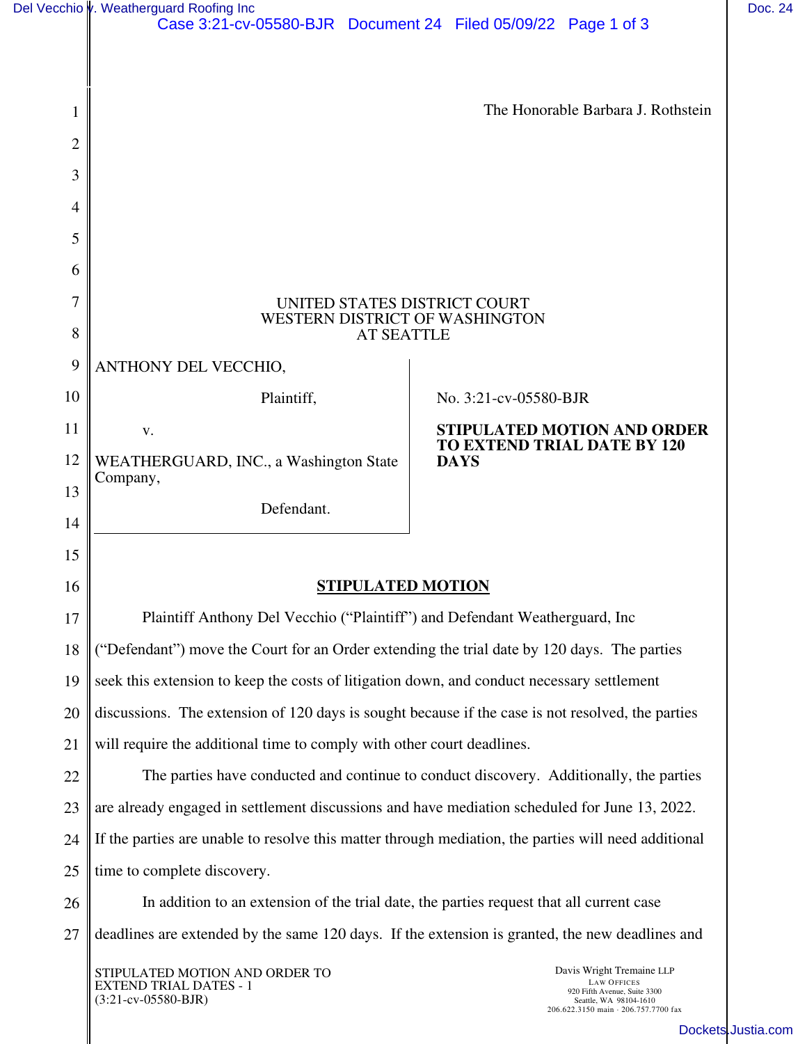The Honorable Barbara J. Rothstein

UNITED STATES DISTRICT COURT
WESTERN DISTRICT OF WASHINGTON
AT SEATTLE

| | |
|---|---|
| ANTHONY DEL VECCHIO,<br><br>Plaintiff,<br><br>v.<br><br>WEATHERGUARD, INC., a Washington State Company,<br><br>Defendant. | No. 3:21-cv-05580-BJR<br><br>**STIPULATED MOTION AND ORDER TO EXTEND TRIAL DATE BY 120 DAYS** |

## STIPULATED MOTION

Plaintiff Anthony Del Vecchio ("Plaintiff") and Defendant Weatherguard, Inc ("Defendant") move the Court for an Order extending the trial date by 120 days. The parties seek this extension to keep the costs of litigation down, and conduct necessary settlement discussions. The extension of 120 days is sought because if the case is not resolved, the parties will require the additional time to comply with other court deadlines.

The parties have conducted and continue to conduct discovery. Additionally, the parties are already engaged in settlement discussions and have mediation scheduled for June 13, 2022. If the parties are unable to resolve this matter through mediation, the parties will need additional time to complete discovery.

In addition to an extension of the trial date, the parties request that all current case deadlines are extended by the same 120 days. If the extension is granted, the new deadlines and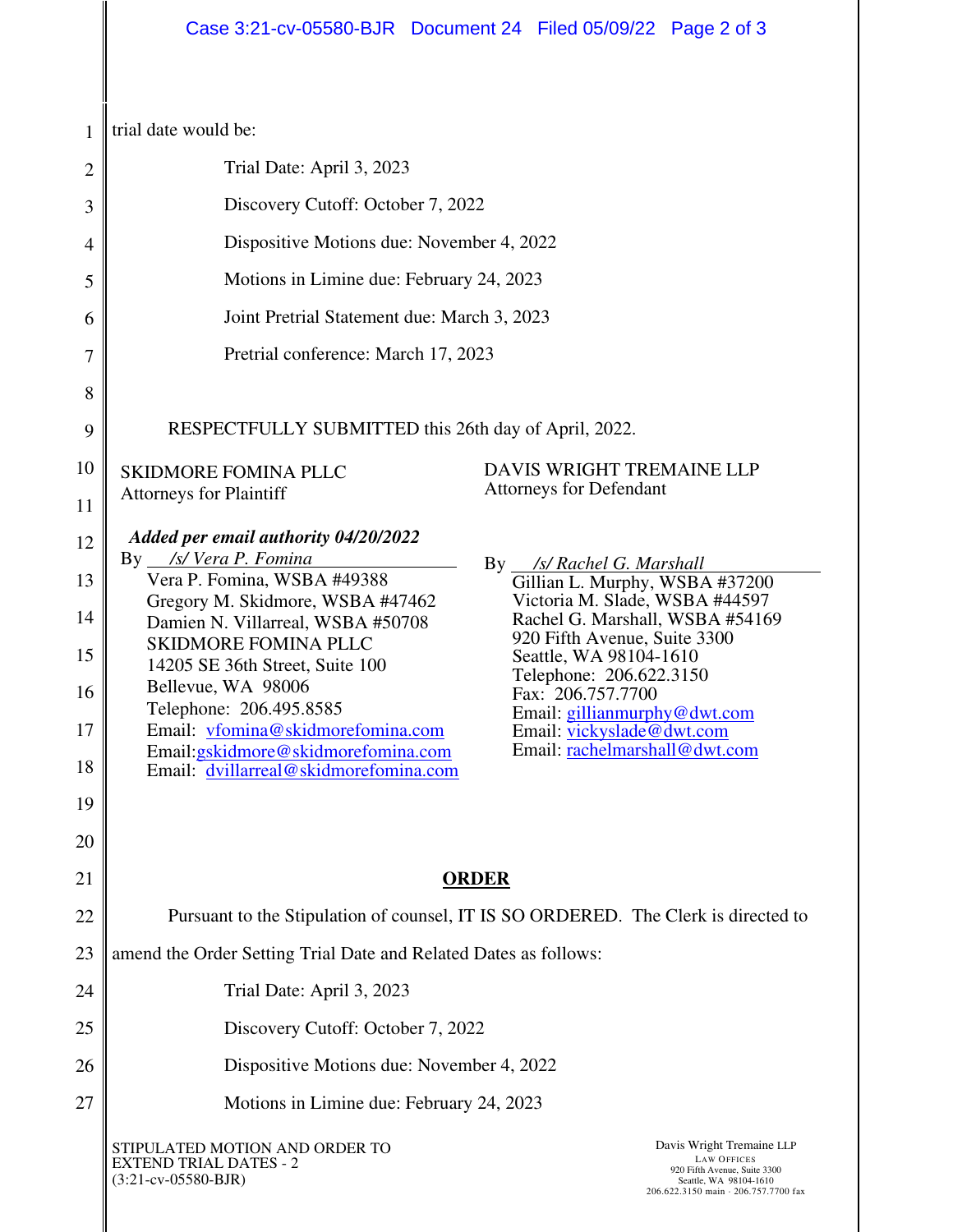trial date would be:

Trial Date: April 3, 2023

Discovery Cutoff: October 7, 2022

Dispositive Motions due: November 4, 2022

Motions in Limine due: February 24, 2023

Joint Pretrial Statement due: March 3, 2023

Pretrial conference: March 17, 2023

RESPECTFULLY SUBMITTED this 26th day of April, 2022.

SKIDMORE FOMINA PLLC
Attorneys for Plaintiff

***Added per email authority 04/20/2022***
By *s/ Vera P. Fomina*
Vera P. Fomina, WSBA #49388
Gregory M. Skidmore, WSBA #47462
Damien N. Villarreal, WSBA #50708
SKIDMORE FOMINA PLLC
14205 SE 36th Street, Suite 100
Bellevue, WA 98006
Telephone: 206.495.8585
Email: vfomina@skidmorefomina.com
Email: gskidmore@skidmorefomina.com
Email: dvillarreal@skidmorefomina.com

DAVIS WRIGHT TREMAINE LLP
Attorneys for Defendant

By *s/ Rachel G. Marshall*
Gillian L. Murphy, WSBA #37200
Victoria M. Slade, WSBA #44597
Rachel G. Marshall, WSBA #54169
920 Fifth Avenue, Suite 3300
Seattle, WA 98104-1610
Telephone: 206.622.3150
Fax: 206.757.7700
Email: gillianmurphy@dwt.com
Email: vickyslade@dwt.com
Email: rachelmarshall@dwt.com

## **ORDER**

Pursuant to the Stipulation of counsel, IT IS SO ORDERED. The Clerk is directed to amend the Order Setting Trial Date and Related Dates as follows:

Trial Date: April 3, 2023

Discovery Cutoff: October 7, 2022

Dispositive Motions due: November 4, 2022

Motions in Limine due: February 24, 2023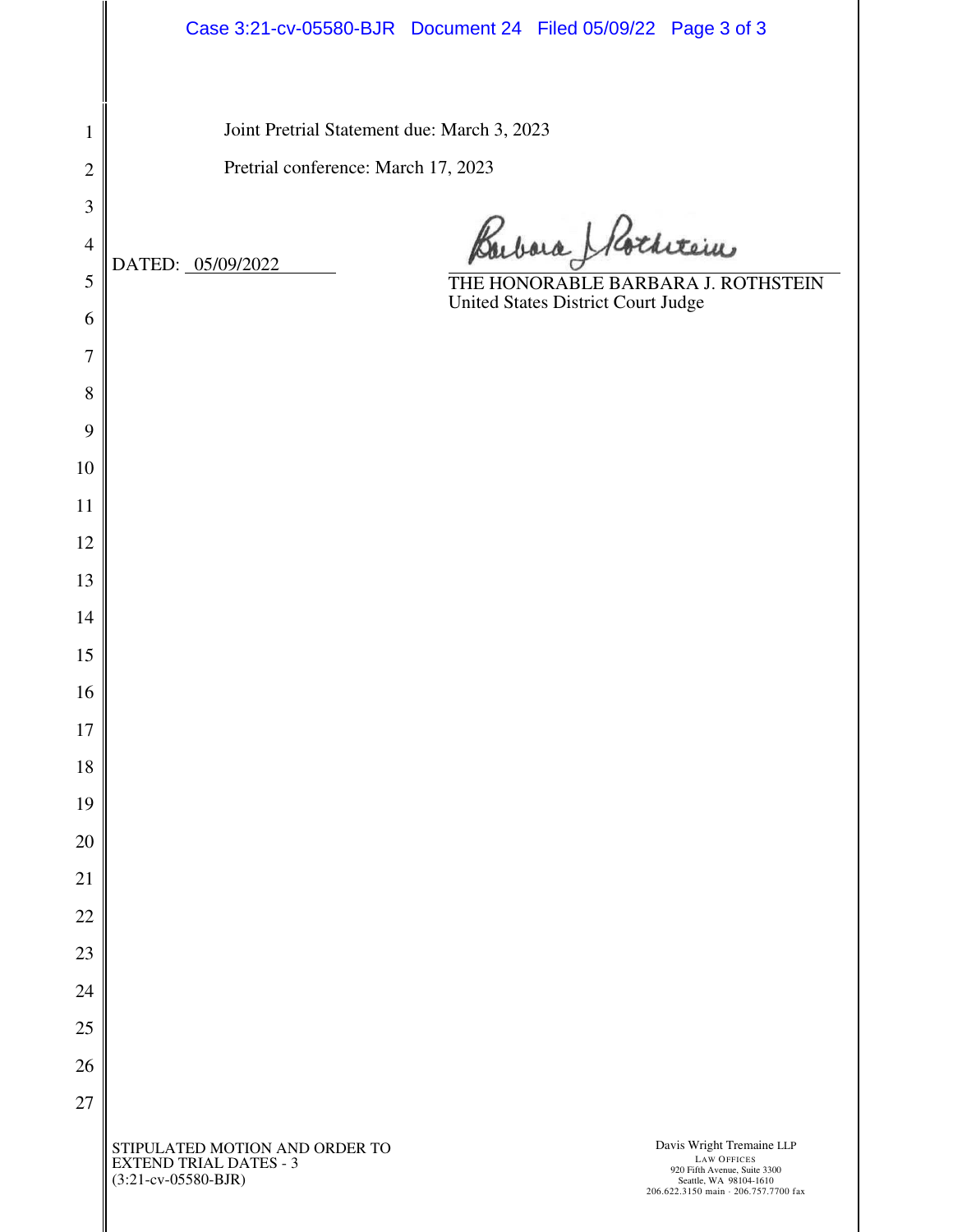Joint Pretrial Statement due: March 3, 2023

Pretrial conference: March 17, 2023

DATED: 05/09/2022

Barbara J Rothstein

THE HONORABLE BARBARA J. ROTHSTEIN
United States District Court Judge

STIPULATED MOTION AND ORDER TO EXTEND TRIAL DATES - 3
(3:21-cv-05580-BJR)

Davis Wright Tremaine LLP
LAW OFFICES
920 Fifth Avenue, Suite 3300
Seattle, WA 98104-1610
206.622.3150 main · 206.757.7700 fax